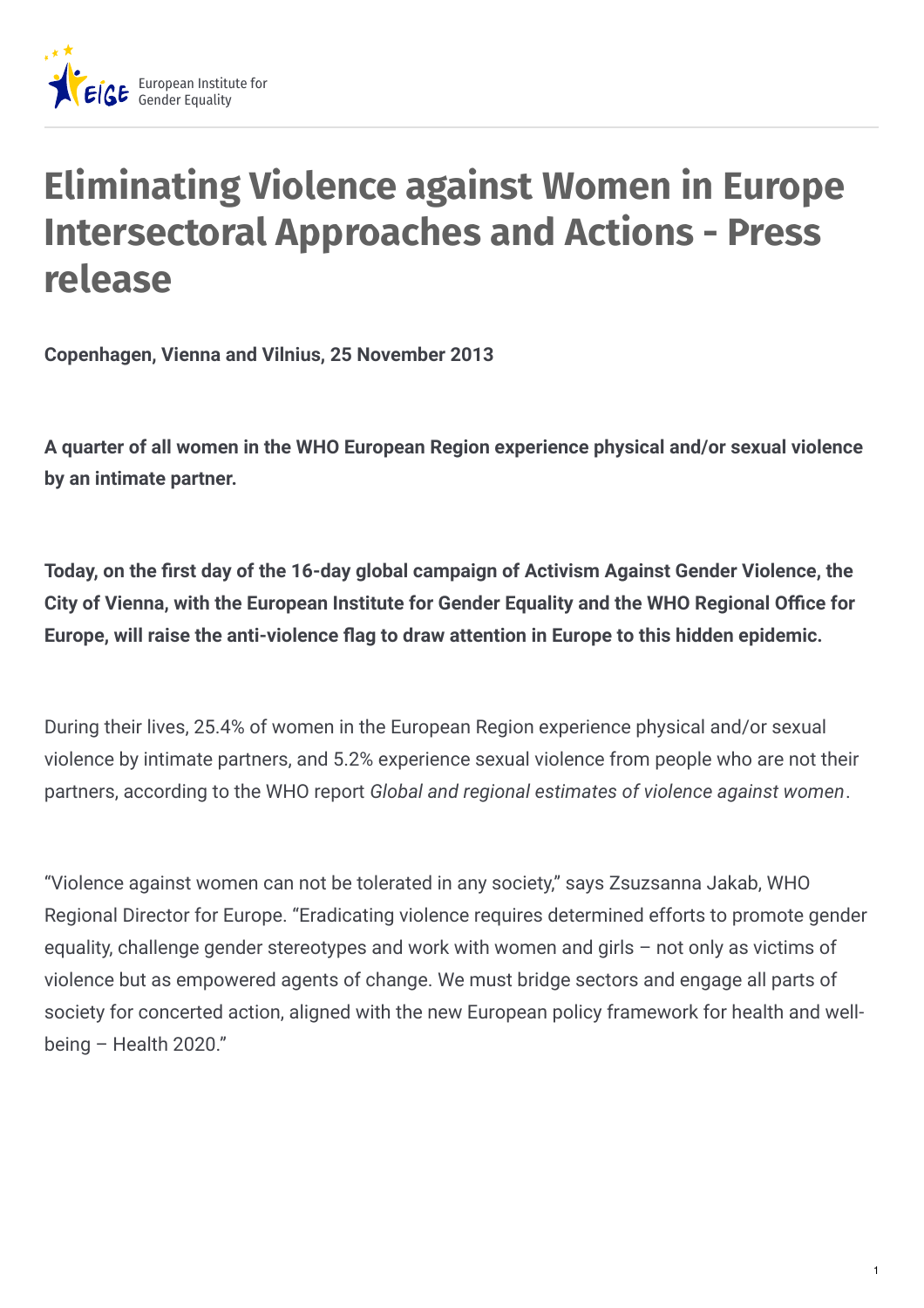# Eliminating Violence against Women in Europe Intersectoral Approaches and Actions - Press release

**Copenhagen, Vienna and Vilnius, 25 November 2013**

**A quarter of all women in the WHO European Region experience physical and/or sexual violence by an intimate partner.**

**Today, on the first day of the 16-day global campaign of Activism Against Gender Violence, the City of Vienna, with the European Institute for Gender Equality and the WHO Regional Office for Europe, will raise the anti-violence flag to draw attention in Europe to this hidden epidemic.**

During their lives, 25.4% of women in the European Region experience physical and/or sexual violence by intimate partners, and 5.2% experience sexual violence from people who are not their partners, according to the WHO report *Global and regional estimates of violence against women*.

"Violence against women can not be tolerated in any society," says Zsuzsanna Jakab, WHO Regional Director for Europe. "Eradicating violence requires determined efforts to promote gender equality, challenge gender stereotypes and work with women and girls – not only as victims of violence but as empowered agents of change. We must bridge sectors and engage all parts of society for concerted action, aligned with the new European policy framework for health and well-being – Health 2020."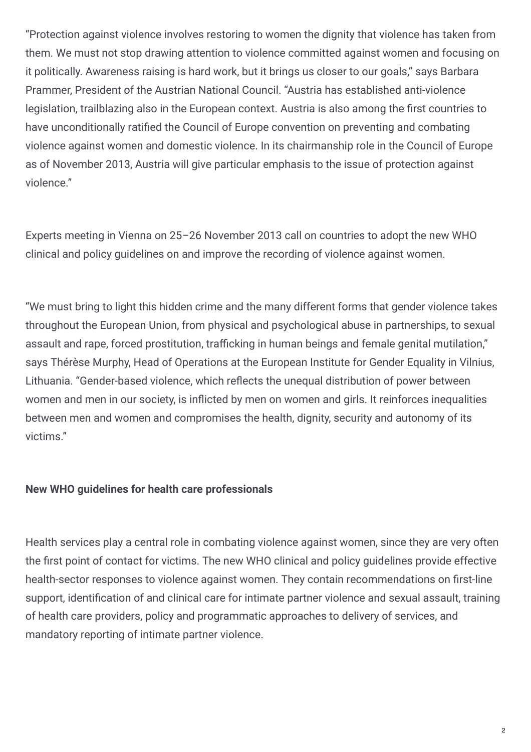"Protection against violence involves restoring to women the dignity that violence has taken from them. We must not stop drawing attention to violence committed against women and focusing on it politically. Awareness raising is hard work, but it brings us closer to our goals," says Barbara Prammer, President of the Austrian National Council. "Austria has established anti-violence legislation, trailblazing also in the European context. Austria is also among the first countries to have unconditionally ratified the Council of Europe convention on preventing and combating violence against women and domestic violence. In its chairmanship role in the Council of Europe as of November 2013, Austria will give particular emphasis to the issue of protection against violence."

Experts meeting in Vienna on 25–26 November 2013 call on countries to adopt the new WHO clinical and policy guidelines on and improve the recording of violence against women.

"We must bring to light this hidden crime and the many different forms that gender violence takes throughout the European Union, from physical and psychological abuse in partnerships, to sexual assault and rape, forced prostitution, trafficking in human beings and female genital mutilation," says Thérèse Murphy, Head of Operations at the European Institute for Gender Equality in Vilnius, Lithuania. "Gender-based violence, which reflects the unequal distribution of power between women and men in our society, is inflicted by men on women and girls. It reinforces inequalities between men and women and compromises the health, dignity, security and autonomy of its victims."

**New WHO guidelines for health care professionals**

Health services play a central role in combating violence against women, since they are very often the first point of contact for victims. The new WHO clinical and policy guidelines provide effective health-sector responses to violence against women. They contain recommendations on first-line support, identification of and clinical care for intimate partner violence and sexual assault, training of health care providers, policy and programmatic approaches to delivery of services, and mandatory reporting of intimate partner violence.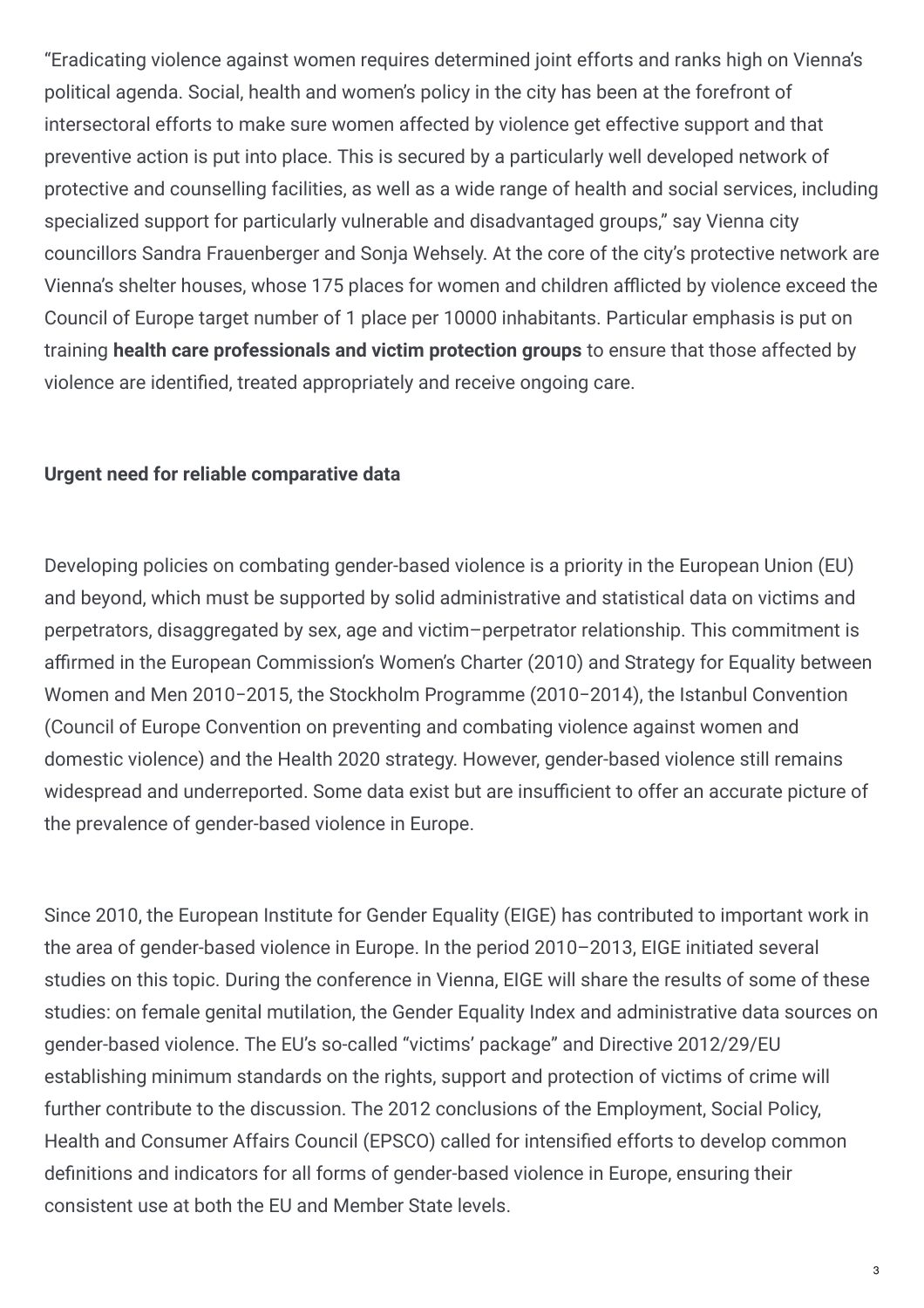"Eradicating violence against women requires determined joint efforts and ranks high on Vienna's political agenda. Social, health and women's policy in the city has been at the forefront of intersectoral efforts to make sure women affected by violence get effective support and that preventive action is put into place. This is secured by a particularly well developed network of protective and counselling facilities, as well as a wide range of health and social services, including specialized support for particularly vulnerable and disadvantaged groups," say Vienna city councillors Sandra Frauenberger and Sonja Wehsely. At the core of the city's protective network are Vienna's shelter houses, whose 175 places for women and children afflicted by violence exceed the Council of Europe target number of 1 place per 10000 inhabitants. Particular emphasis is put on training **health care professionals and victim protection groups** to ensure that those affected by violence are identified, treated appropriately and receive ongoing care.

**Urgent need for reliable comparative data**

Developing policies on combating gender-based violence is a priority in the European Union (EU) and beyond, which must be supported by solid administrative and statistical data on victims and perpetrators, disaggregated by sex, age and victim–perpetrator relationship. This commitment is affirmed in the European Commission's Women's Charter (2010) and Strategy for Equality between Women and Men 2010–2015, the Stockholm Programme (2010–2014), the Istanbul Convention (Council of Europe Convention on preventing and combating violence against women and domestic violence) and the Health 2020 strategy. However, gender-based violence still remains widespread and underreported. Some data exist but are insufficient to offer an accurate picture of the prevalence of gender-based violence in Europe.

Since 2010, the European Institute for Gender Equality (EIGE) has contributed to important work in the area of gender-based violence in Europe. In the period 2010–2013, EIGE initiated several studies on this topic. During the conference in Vienna, EIGE will share the results of some of these studies: on female genital mutilation, the Gender Equality Index and administrative data sources on gender-based violence. The EU's so-called "victims' package" and Directive 2012/29/EU establishing minimum standards on the rights, support and protection of victims of crime will further contribute to the discussion. The 2012 conclusions of the Employment, Social Policy, Health and Consumer Affairs Council (EPSCO) called for intensified efforts to develop common definitions and indicators for all forms of gender-based violence in Europe, ensuring their consistent use at both the EU and Member State levels.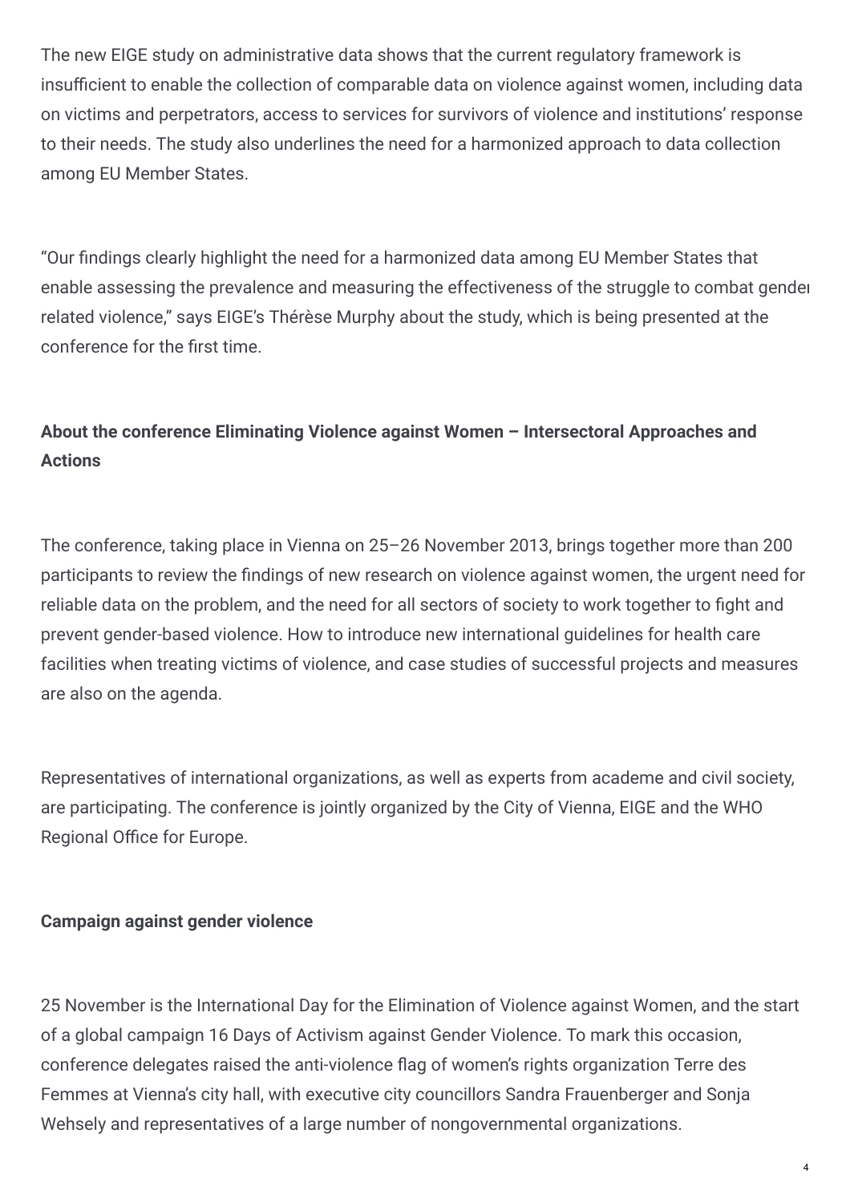The new EIGE study on administrative data shows that the current regulatory framework is insufficient to enable the collection of comparable data on violence against women, including data on victims and perpetrators, access to services for survivors of violence and institutions' response to their needs. The study also underlines the need for a harmonized approach to data collection among EU Member States.

"Our findings clearly highlight the need for a harmonized data among EU Member States that enable assessing the prevalence and measuring the effectiveness of the struggle to combat gender related violence," says EIGE's Thérèse Murphy about the study, which is being presented at the conference for the first time.

**About the conference Eliminating Violence against Women – Intersectoral Approaches and Actions**

The conference, taking place in Vienna on 25–26 November 2013, brings together more than 200 participants to review the findings of new research on violence against women, the urgent need for reliable data on the problem, and the need for all sectors of society to work together to fight and prevent gender-based violence. How to introduce new international guidelines for health care facilities when treating victims of violence, and case studies of successful projects and measures are also on the agenda.

Representatives of international organizations, as well as experts from academe and civil society, are participating. The conference is jointly organized by the City of Vienna, EIGE and the WHO Regional Office for Europe.

**Campaign against gender violence**

25 November is the International Day for the Elimination of Violence against Women, and the start of a global campaign 16 Days of Activism against Gender Violence. To mark this occasion, conference delegates raised the anti-violence flag of women's rights organization Terre des Femmes at Vienna's city hall, with executive city councillors Sandra Frauenberger and Sonja Wehsely and representatives of a large number of nongovernmental organizations.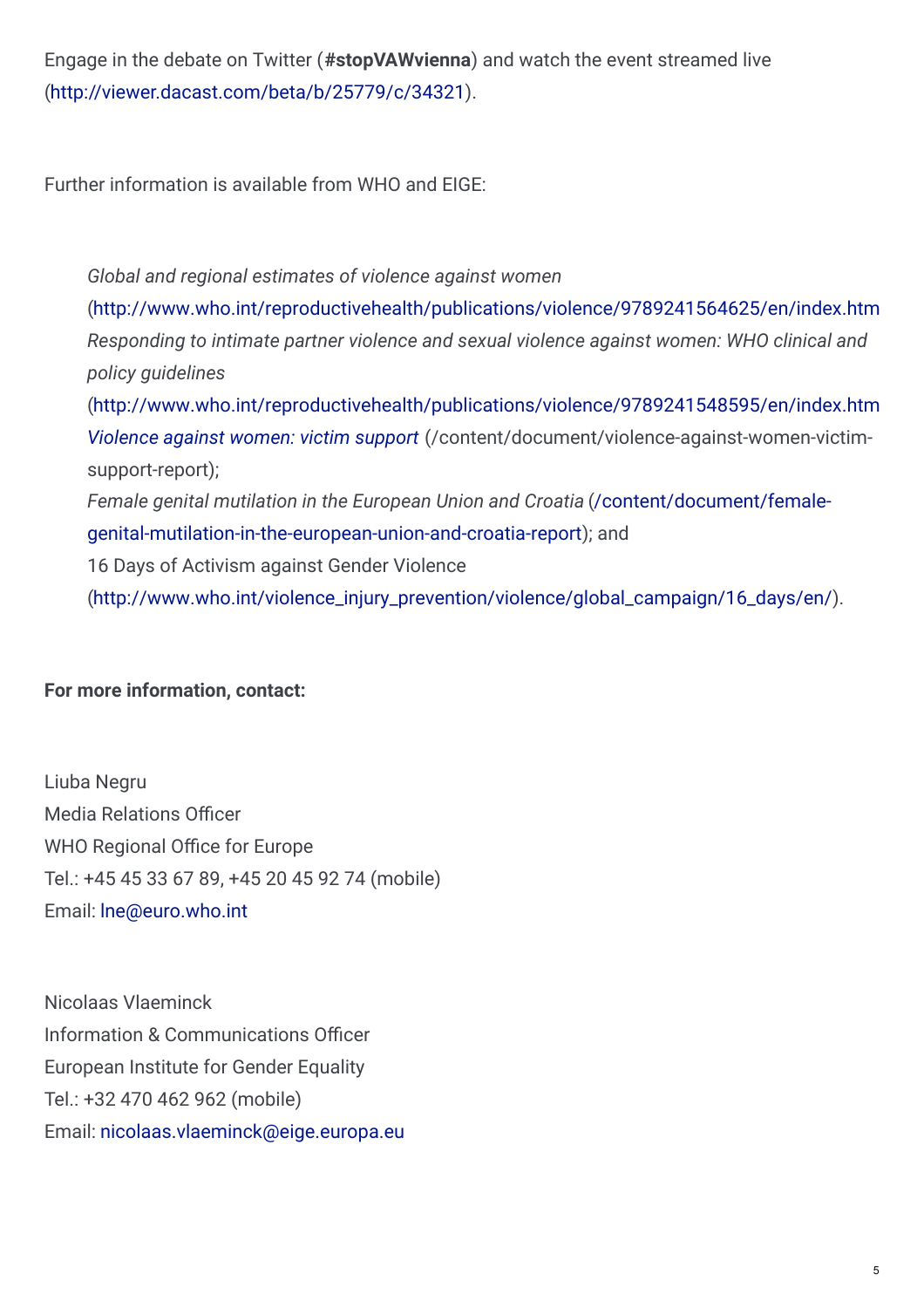Engage in the debate on Twitter (**#stopVAWvienna**) and watch the event streamed live (http://viewer.dacast.com/beta/b/25779/c/34321).

Further information is available from WHO and EIGE:

- *Global and regional estimates of violence against women* (http://www.who.int/reproductivehealth/publications/violence/9789241564625/en/index.htm
- *Responding to intimate partner violence and sexual violence against women: WHO clinical and policy guidelines* (http://www.who.int/reproductivehealth/publications/violence/9789241548595/en/index.htm
- *Violence against women: victim support* (/content/document/violence-against-women-victim-support-report);
- *Female genital mutilation in the European Union and Croatia* (/content/document/female-genital-mutilation-in-the-european-union-and-croatia-report); and
- 16 Days of Activism against Gender Violence (http://www.who.int/violence_injury_prevention/violence/global_campaign/16_days/en/).

**For more information, contact:**

Liuba Negru
Media Relations Officer
WHO Regional Office for Europe
Tel.: +45 45 33 67 89, +45 20 45 92 74 (mobile)
Email: lne@euro.who.int

Nicolaas Vlaeminck
Information & Communications Officer
European Institute for Gender Equality
Tel.: +32 470 462 962 (mobile)
Email: nicolaas.vlaeminck@eige.europa.eu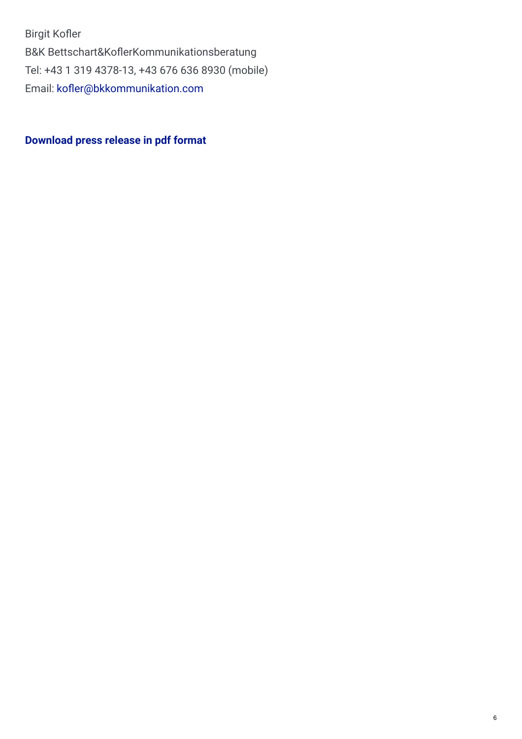Birgit Kofler
B&K Bettschart&KoflerKommunikationsberatung
Tel: +43 1 319 4378-13, +43 676 636 8930 (mobile)
Email: kofler@bkkommunikation.com

**Download press release in pdf format**